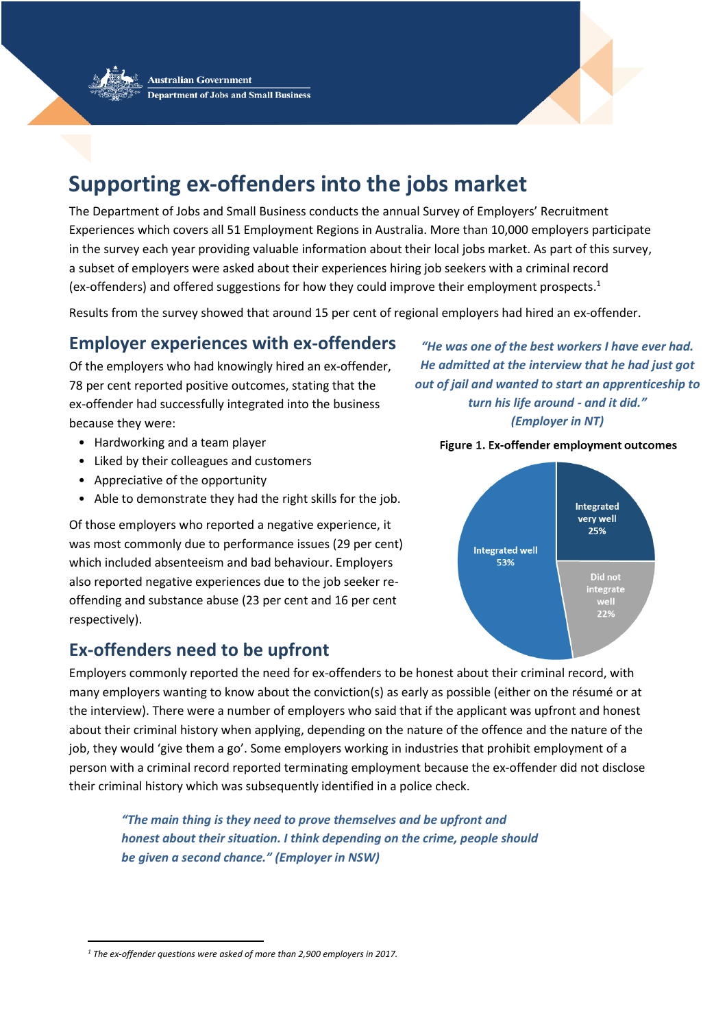Australian Government
Department of Jobs and Small Business

# Supporting ex-offenders into the jobs market

The Department of Jobs and Small Business conducts the annual Survey of Employers' Recruitment Experiences which covers all 51 Employment Regions in Australia. More than 10,000 employers participate in the survey each year providing valuable information about their local jobs market. As part of this survey, a subset of employers were asked about their experiences hiring job seekers with a criminal record (ex-offenders) and offered suggestions for how they could improve their employment prospects.[1]

Results from the survey showed that around 15 per cent of regional employers had hired an ex-offender.

## Employer experiences with ex-offenders

Of the employers who had knowingly hired an ex-offender, 78 per cent reported positive outcomes, stating that the ex-offender had successfully integrated into the business because they were:

- Hardworking and a team player
- Liked by their colleagues and customers
- Appreciative of the opportunity
- Able to demonstrate they had the right skills for the job.

Of those employers who reported a negative experience, it was most commonly due to performance issues (29 per cent) which included absenteeism and bad behaviour. Employers also reported negative experiences due to the job seeker re-offending and substance abuse (23 per cent and 16 per cent respectively).

*"He was one of the best workers I have ever had. He admitted at the interview that he had just got out of jail and wanted to start an apprenticeship to turn his life around - and it did." (Employer in NT)*

**Figure 1. Ex-offender employment outcomes**

Integrated very well 25%
Did not integrate well 22%
Integrated well 53%

## Ex-offenders need to be upfront

Employers commonly reported the need for ex-offenders to be honest about their criminal record, with many employers wanting to know about the conviction(s) as early as possible (either on the résumé or at the interview). There were a number of employers who said that if the applicant was upfront and honest about their criminal history when applying, depending on the nature of the offence and the nature of the job, they would 'give them a go'. Some employers working in industries that prohibit employment of a person with a criminal record reported terminating employment because the ex-offender did not disclose their criminal history which was subsequently identified in a police check.

*"The main thing is they need to prove themselves and be upfront and honest about their situation. I think depending on the crime, people should be given a second chance." (Employer in NSW)*

[1] *The ex-offender questions were asked of more than 2,900 employers in 2017.*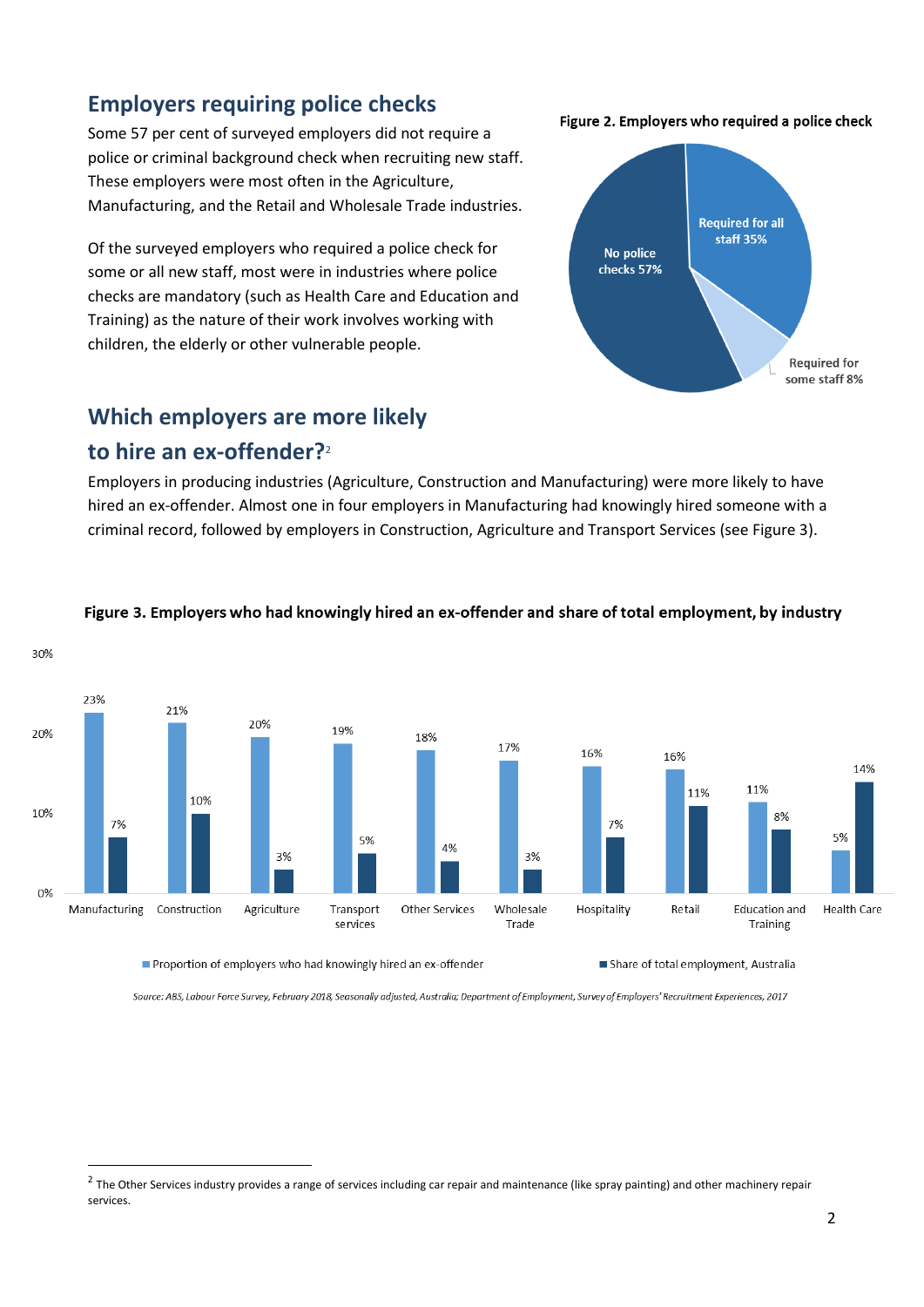## Employers requiring police checks

Some 57 per cent of surveyed employers did not require a police or criminal background check when recruiting new staff. These employers were most often in the Agriculture, Manufacturing, and the Retail and Wholesale Trade industries.

Of the surveyed employers who required a police check for some or all new staff, most were in industries where police checks are mandatory (such as Health Care and Education and Training) as the nature of their work involves working with children, the elderly or other vulnerable people.

**Figure 2. Employers who required a police check**

No police checks 57%
Required for all staff 35%
Required for some staff 8%

## Which employers are more likely to hire an ex-offender?[2]

Employers in producing industries (Agriculture, Construction and Manufacturing) were more likely to have hired an ex-offender. Almost one in four employers in Manufacturing had knowingly hired someone with a criminal record, followed by employers in Construction, Agriculture and Transport Services (see Figure 3).

**Figure 3. Employers who had knowingly hired an ex-offender and share of total employment, by industry**

30%
20%
10%
0%

Manufacturing 23% 7%
Construction 21% 10%
Agriculture 20% 3%
Transport services 19% 5%
Other Services 18% 4%
Wholesale Trade 17% 3%
Hospitality 16% 7%
Retail 16% 11%
Education and Training 11% 8%
Health Care 5% 14%

Proportion of employers who had knowingly hired an ex-offender
Share of total employment, Australia

*Source: ABS, Labour Force Survey, February 2018, Seasonally adjusted, Australia; Department of Employment, Survey of Employers' Recruitment Experiences, 2017*

---

[2] The Other Services industry provides a range of services including car repair and maintenance (like spray painting) and other machinery repair services.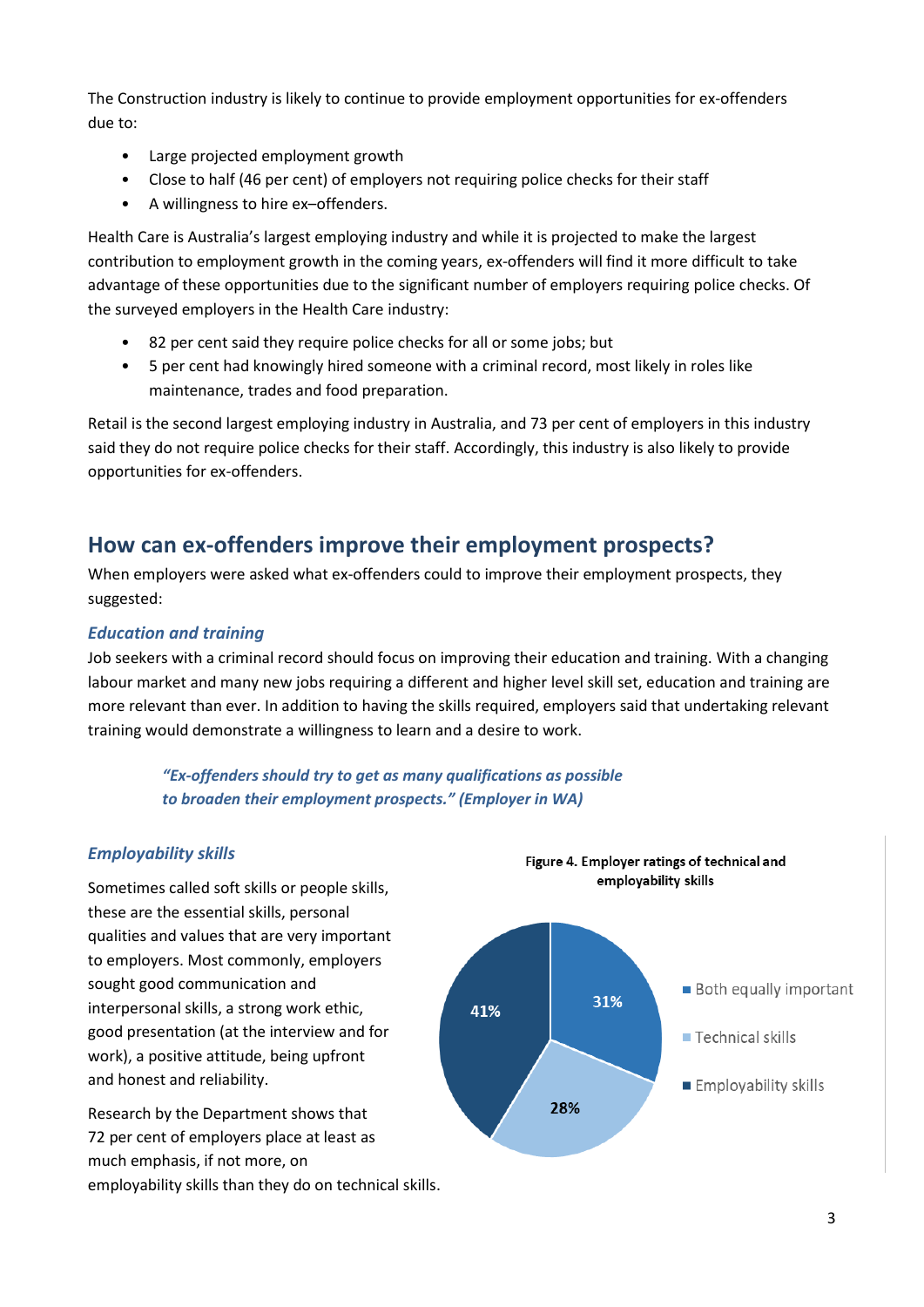The Construction industry is likely to continue to provide employment opportunities for ex-offenders due to:

- Large projected employment growth
- Close to half (46 per cent) of employers not requiring police checks for their staff
- A willingness to hire ex–offenders.

Health Care is Australia's largest employing industry and while it is projected to make the largest contribution to employment growth in the coming years, ex-offenders will find it more difficult to take advantage of these opportunities due to the significant number of employers requiring police checks. Of the surveyed employers in the Health Care industry:

- 82 per cent said they require police checks for all or some jobs; but
- 5 per cent had knowingly hired someone with a criminal record, most likely in roles like maintenance, trades and food preparation.

Retail is the second largest employing industry in Australia, and 73 per cent of employers in this industry said they do not require police checks for their staff. Accordingly, this industry is also likely to provide opportunities for ex-offenders.

## How can ex-offenders improve their employment prospects?

When employers were asked what ex-offenders could to improve their employment prospects, they suggested:

### *Education and training*

Job seekers with a criminal record should focus on improving their education and training. With a changing labour market and many new jobs requiring a different and higher level skill set, education and training are more relevant than ever. In addition to having the skills required, employers said that undertaking relevant training would demonstrate a willingness to learn and a desire to work.

> ***"Ex-offenders should try to get as many qualifications as possible to broaden their employment prospects." (Employer in WA)***

### *Employability skills*

Sometimes called soft skills or people skills, these are the essential skills, personal qualities and values that are very important to employers. Most commonly, employers sought good communication and interpersonal skills, a strong work ethic, good presentation (at the interview and for work), a positive attitude, being upfront and honest and reliability.

Research by the Department shows that 72 per cent of employers place at least as much emphasis, if not more, on employability skills than they do on technical skills.

**Figure 4. Employer ratings of technical and employability skills**

31%
28%
41%
Both equally important
Technical skills
Employability skills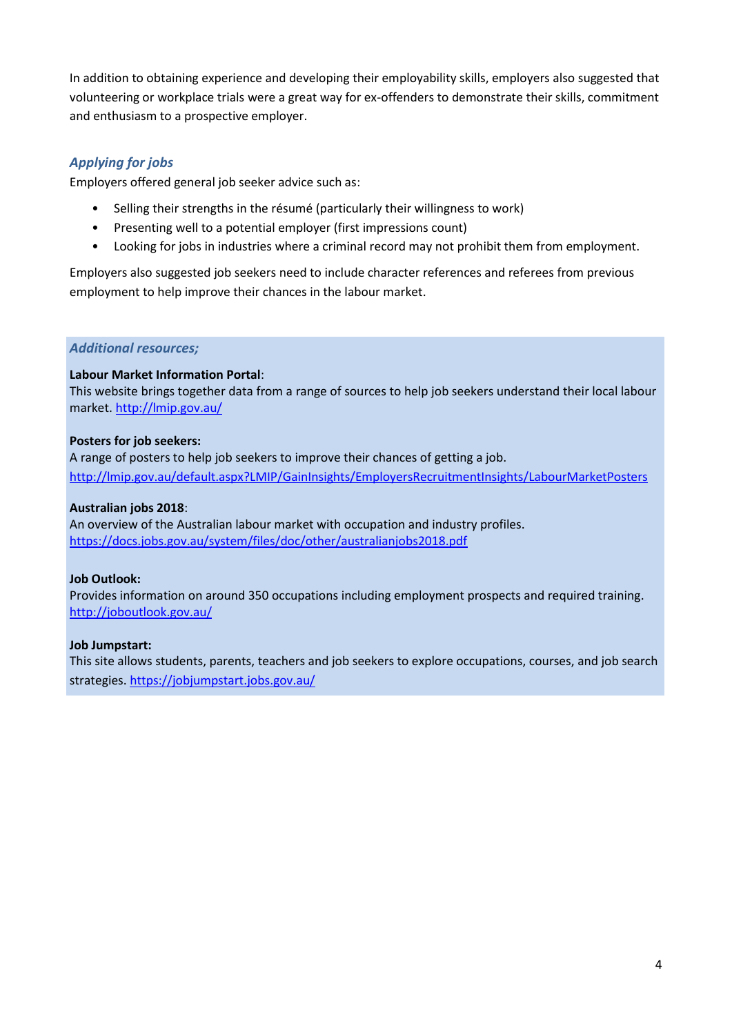In addition to obtaining experience and developing their employability skills, employers also suggested that volunteering or workplace trials were a great way for ex-offenders to demonstrate their skills, commitment and enthusiasm to a prospective employer.

### *Applying for jobs*

Employers offered general job seeker advice such as:

- Selling their strengths in the résumé (particularly their willingness to work)
- Presenting well to a potential employer (first impressions count)
- Looking for jobs in industries where a criminal record may not prohibit them from employment.

Employers also suggested job seekers need to include character references and referees from previous employment to help improve their chances in the labour market.

### *Additional resources;*

**Labour Market Information Portal**:
This website brings together data from a range of sources to help job seekers understand their local labour market. http://lmip.gov.au/

**Posters for job seekers:**
A range of posters to help job seekers to improve their chances of getting a job.
http://lmip.gov.au/default.aspx?LMIP/GainInsights/EmployersRecruitmentInsights/LabourMarketPosters

**Australian jobs 2018**:
An overview of the Australian labour market with occupation and industry profiles.
https://docs.jobs.gov.au/system/files/doc/other/australianjobs2018.pdf

**Job Outlook:**
Provides information on around 350 occupations including employment prospects and required training.
http://joboutlook.gov.au/

**Job Jumpstart:**
This site allows students, parents, teachers and job seekers to explore occupations, courses, and job search strategies. https://jobjumpstart.jobs.gov.au/